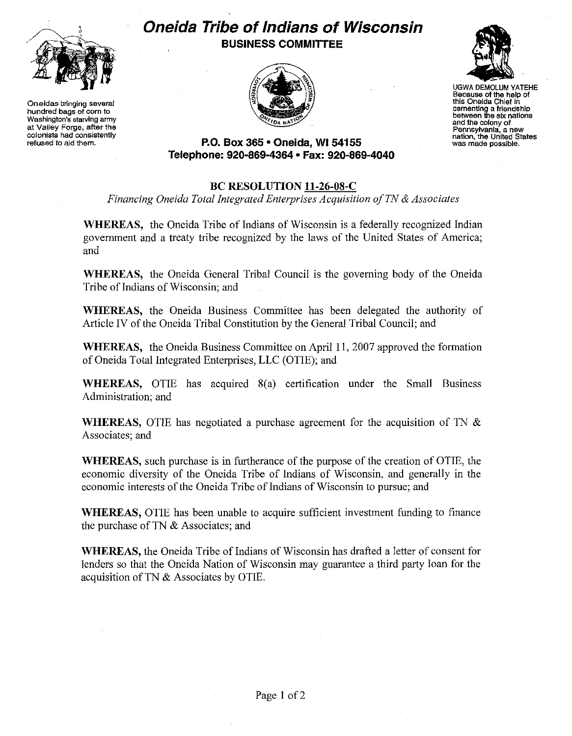# Oneida Tribe of Indians of Wisconsin

## BUSINESS COMMITTEE

Oneidas bringing several hundred bags of corn to Washington's starving army at Valley Forge, after the colonists had consistently refused to aid them.

UGWA DEMOLUM YATEHE
Because of the help of this Oneida Chief in cementing a friendship between the six nations and the colony of Pennsylvania, a new nation, the United States was made possible.

**P.O. Box 365 • Oneida, WI 54155**
**Telephone: 920-869-4364 • Fax: 920-869-4040**

### BC RESOLUTION 11-26-08-C

*Financing Oneida Total Integrated Enterprises Acquisition of TN & Associates*

**WHEREAS,** the Oneida Tribe of Indians of Wisconsin is a federally recognized Indian government and a treaty tribe recognized by the laws of the United States of America; and

**WHEREAS,** the Oneida General Tribal Council is the governing body of the Oneida Tribe of Indians of Wisconsin; and

**WHEREAS,** the Oneida Business Committee has been delegated the authority of Article IV of the Oneida Tribal Constitution by the General Tribal Council; and

**WHEREAS,** the Oneida Business Committee on April 11, 2007 approved the formation of Oneida Total Integrated Enterprises, LLC (OTIE); and

**WHEREAS,** OTIE has acquired 8(a) certification under the Small Business Administration; and

**WHEREAS,** OTIE has negotiated a purchase agreement for the acquisition of TN & Associates; and

**WHEREAS,** such purchase is in furtherance of the purpose of the creation of OTIE, the economic diversity of the Oneida Tribe of Indians of Wisconsin, and generally in the economic interests of the Oneida Tribe of Indians of Wisconsin to pursue; and

**WHEREAS,** OTIE has been unable to acquire sufficient investment funding to finance the purchase of TN & Associates; and

**WHEREAS,** the Oneida Tribe of Indians of Wisconsin has drafted a letter of consent for lenders so that the Oneida Nation of Wisconsin may guarantee a third party loan for the acquisition of TN & Associates by OTIE.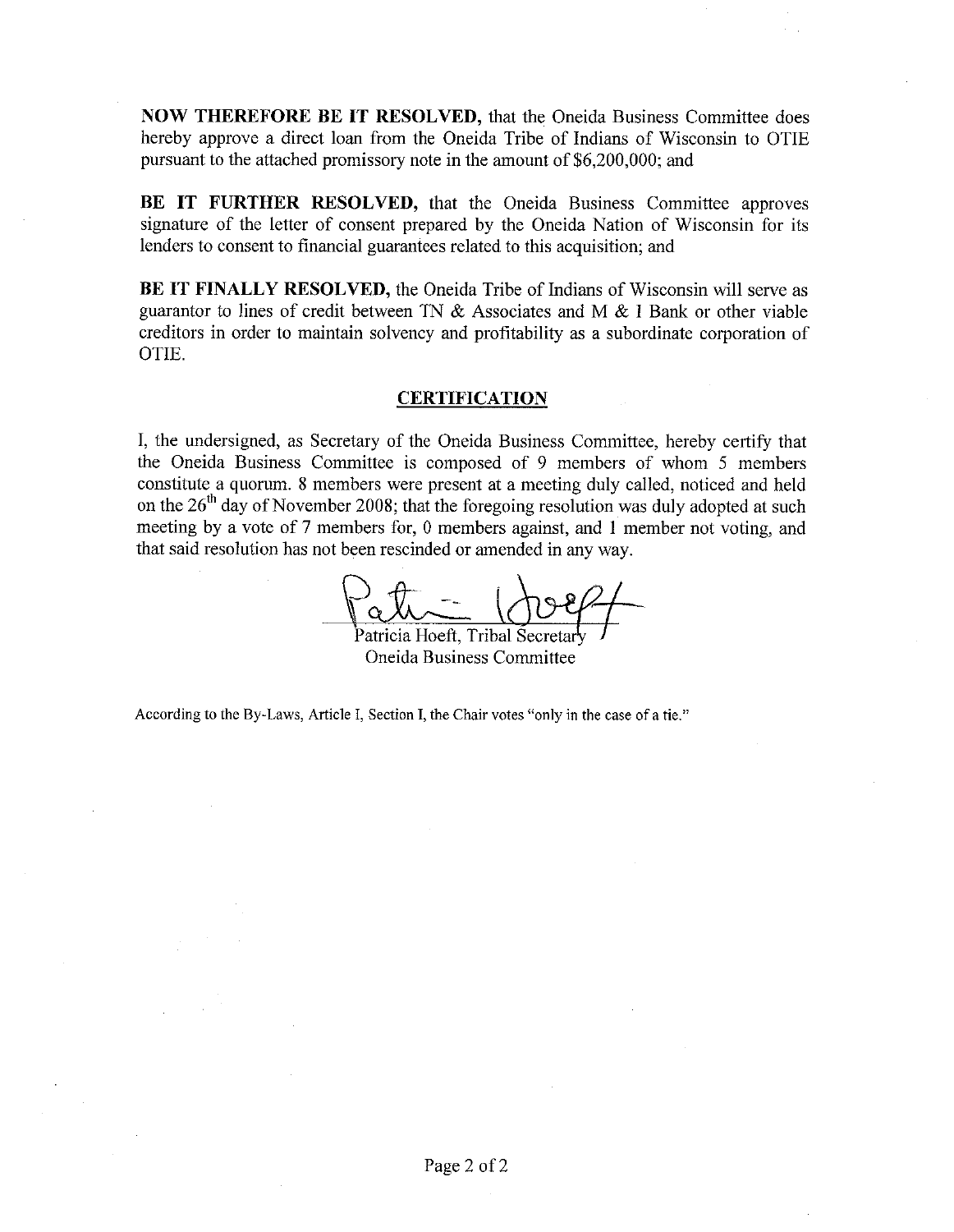**NOW THEREFORE BE IT RESOLVED,** that the Oneida Business Committee does hereby approve a direct loan from the Oneida Tribe of Indians of Wisconsin to OTIE pursuant to the attached promissory note in the amount of $6,200,000; and

**BE IT FURTHER RESOLVED,** that the Oneida Business Committee approves signature of the letter of consent prepared by the Oneida Nation of Wisconsin for its lenders to consent to financial guarantees related to this acquisition; and

**BE IT FINALLY RESOLVED,** the Oneida Tribe of Indians of Wisconsin will serve as guarantor to lines of credit between TN & Associates and M & I Bank or other viable creditors in order to maintain solvency and profitability as a subordinate corporation of OTIE.

## CERTIFICATION

I, the undersigned, as Secretary of the Oneida Business Committee, hereby certify that the Oneida Business Committee is composed of 9 members of whom 5 members constitute a quorum. 8 members were present at a meeting duly called, noticed and held on the 26th day of November 2008; that the foregoing resolution was duly adopted at such meeting by a vote of 7 members for, 0 members against, and 1 member not voting, and that said resolution has not been rescinded or amended in any way.

Patricia Hoeft, Tribal Secretary
Oneida Business Committee

According to the By-Laws, Article I, Section I, the Chair votes "only in the case of a tie."